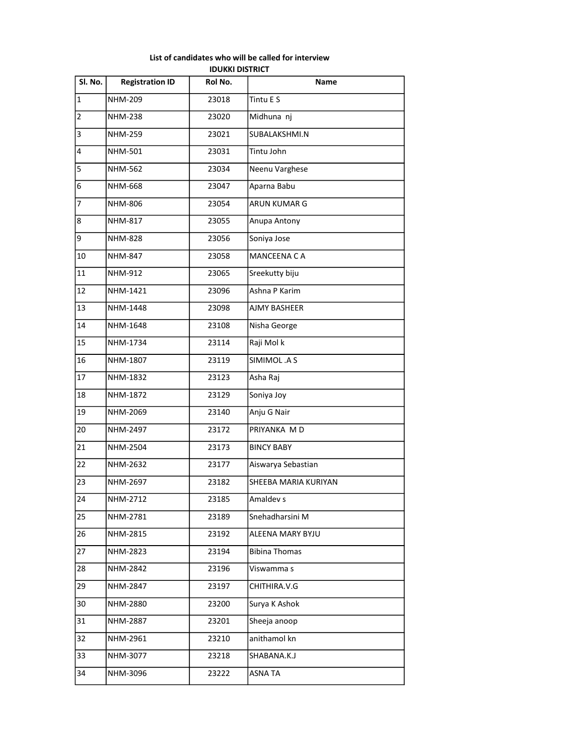**List of candidates who will be called for interview**

**IDUKKI DISTRICT**

| Sl. No. | Registration ID | Rol No. | Name |
|---|---|---|---|
| 1 | NHM-209 | 23018 | Tintu E S |
| 2 | NHM-238 | 23020 | Midhuna nj |
| 3 | NHM-259 | 23021 | SUBALAKSHMI.N |
| 4 | NHM-501 | 23031 | Tintu John |
| 5 | NHM-562 | 23034 | Neenu Varghese |
| 6 | NHM-668 | 23047 | Aparna Babu |
| 7 | NHM-806 | 23054 | ARUN KUMAR G |
| 8 | NHM-817 | 23055 | Anupa Antony |
| 9 | NHM-828 | 23056 | Soniya Jose |
| 10 | NHM-847 | 23058 | MANCEENA C A |
| 11 | NHM-912 | 23065 | Sreekutty biju |
| 12 | NHM-1421 | 23096 | Ashna P Karim |
| 13 | NHM-1448 | 23098 | AJMY BASHEER |
| 14 | NHM-1648 | 23108 | Nisha George |
| 15 | NHM-1734 | 23114 | Raji Mol k |
| 16 | NHM-1807 | 23119 | SIMIMOL .A S |
| 17 | NHM-1832 | 23123 | Asha Raj |
| 18 | NHM-1872 | 23129 | Soniya Joy |
| 19 | NHM-2069 | 23140 | Anju G Nair |
| 20 | NHM-2497 | 23172 | PRIYANKA M D |
| 21 | NHM-2504 | 23173 | BINCY BABY |
| 22 | NHM-2632 | 23177 | Aiswarya Sebastian |
| 23 | NHM-2697 | 23182 | SHEEBA MARIA KURIYAN |
| 24 | NHM-2712 | 23185 | Amaldev s |
| 25 | NHM-2781 | 23189 | Snehadharsini M |
| 26 | NHM-2815 | 23192 | ALEENA MARY BYJU |
| 27 | NHM-2823 | 23194 | Bibina Thomas |
| 28 | NHM-2842 | 23196 | Viswamma s |
| 29 | NHM-2847 | 23197 | CHITHIRA.V.G |
| 30 | NHM-2880 | 23200 | Surya K Ashok |
| 31 | NHM-2887 | 23201 | Sheeja anoop |
| 32 | NHM-2961 | 23210 | anithamol kn |
| 33 | NHM-3077 | 23218 | SHABANA.K.J |
| 34 | NHM-3096 | 23222 | ASNA TA |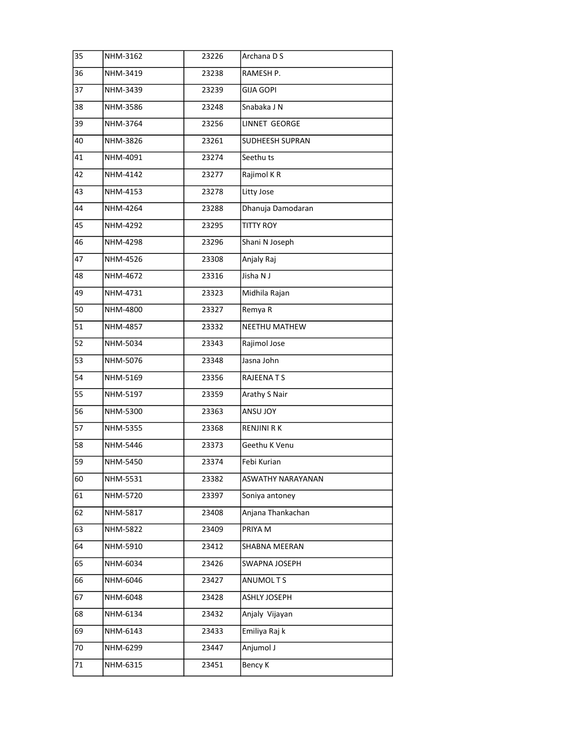| | | | |
|---|---|---|---|
| 35 | NHM-3162 | 23226 | Archana D S |
| 36 | NHM-3419 | 23238 | RAMESH P. |
| 37 | NHM-3439 | 23239 | GIJA GOPI |
| 38 | NHM-3586 | 23248 | Snabaka J N |
| 39 | NHM-3764 | 23256 | LINNET GEORGE |
| 40 | NHM-3826 | 23261 | SUDHEESH SUPRAN |
| 41 | NHM-4091 | 23274 | Seethu ts |
| 42 | NHM-4142 | 23277 | Rajimol K R |
| 43 | NHM-4153 | 23278 | Litty Jose |
| 44 | NHM-4264 | 23288 | Dhanuja Damodaran |
| 45 | NHM-4292 | 23295 | TITTY ROY |
| 46 | NHM-4298 | 23296 | Shani N Joseph |
| 47 | NHM-4526 | 23308 | Anjaly Raj |
| 48 | NHM-4672 | 23316 | Jisha N J |
| 49 | NHM-4731 | 23323 | Midhila Rajan |
| 50 | NHM-4800 | 23327 | Remya R |
| 51 | NHM-4857 | 23332 | NEETHU MATHEW |
| 52 | NHM-5034 | 23343 | Rajimol Jose |
| 53 | NHM-5076 | 23348 | Jasna John |
| 54 | NHM-5169 | 23356 | RAJEENA T S |
| 55 | NHM-5197 | 23359 | Arathy S Nair |
| 56 | NHM-5300 | 23363 | ANSU JOY |
| 57 | NHM-5355 | 23368 | RENJINI R K |
| 58 | NHM-5446 | 23373 | Geethu K Venu |
| 59 | NHM-5450 | 23374 | Febi Kurian |
| 60 | NHM-5531 | 23382 | ASWATHY NARAYANAN |
| 61 | NHM-5720 | 23397 | Soniya antoney |
| 62 | NHM-5817 | 23408 | Anjana Thankachan |
| 63 | NHM-5822 | 23409 | PRIYA M |
| 64 | NHM-5910 | 23412 | SHABNA MEERAN |
| 65 | NHM-6034 | 23426 | SWAPNA JOSEPH |
| 66 | NHM-6046 | 23427 | ANUMOL T S |
| 67 | NHM-6048 | 23428 | ASHLY JOSEPH |
| 68 | NHM-6134 | 23432 | Anjaly Vijayan |
| 69 | NHM-6143 | 23433 | Emiliya Raj k |
| 70 | NHM-6299 | 23447 | Anjumol J |
| 71 | NHM-6315 | 23451 | Bency K |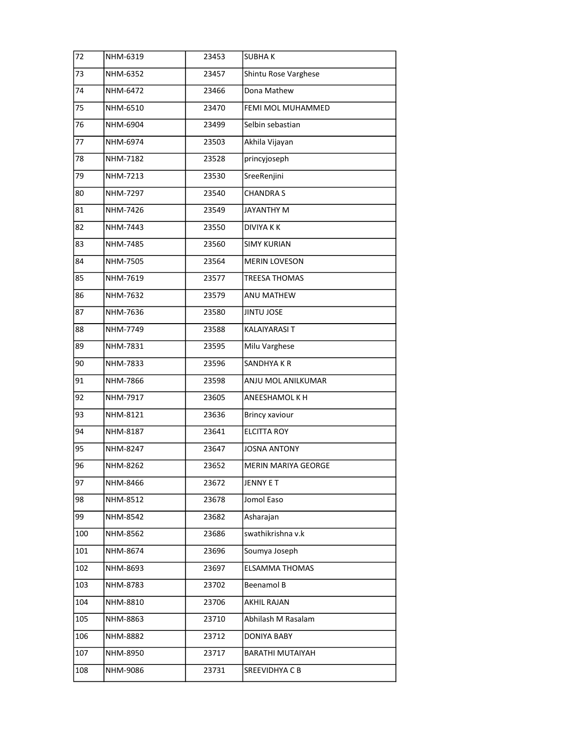| 72 | NHM-6319 | 23453 | SUBHA K |
|---|---|---|---|
| 73 | NHM-6352 | 23457 | Shintu Rose Varghese |
| 74 | NHM-6472 | 23466 | Dona Mathew |
| 75 | NHM-6510 | 23470 | FEMI MOL MUHAMMED |
| 76 | NHM-6904 | 23499 | Selbin sebastian |
| 77 | NHM-6974 | 23503 | Akhila Vijayan |
| 78 | NHM-7182 | 23528 | princyjoseph |
| 79 | NHM-7213 | 23530 | SreeRenjini |
| 80 | NHM-7297 | 23540 | CHANDRA S |
| 81 | NHM-7426 | 23549 | JAYANTHY M |
| 82 | NHM-7443 | 23550 | DIVIYA K K |
| 83 | NHM-7485 | 23560 | SIMY KURIAN |
| 84 | NHM-7505 | 23564 | MERIN LOVESON |
| 85 | NHM-7619 | 23577 | TREESA THOMAS |
| 86 | NHM-7632 | 23579 | ANU MATHEW |
| 87 | NHM-7636 | 23580 | JINTU JOSE |
| 88 | NHM-7749 | 23588 | KALAIYARASI T |
| 89 | NHM-7831 | 23595 | Milu Varghese |
| 90 | NHM-7833 | 23596 | SANDHYA K R |
| 91 | NHM-7866 | 23598 | ANJU MOL ANILKUMAR |
| 92 | NHM-7917 | 23605 | ANEESHAMOL K H |
| 93 | NHM-8121 | 23636 | Brincy xaviour |
| 94 | NHM-8187 | 23641 | ELCITTA ROY |
| 95 | NHM-8247 | 23647 | JOSNA ANTONY |
| 96 | NHM-8262 | 23652 | MERIN MARIYA GEORGE |
| 97 | NHM-8466 | 23672 | JENNY E T |
| 98 | NHM-8512 | 23678 | Jomol Easo |
| 99 | NHM-8542 | 23682 | Asharajan |
| 100 | NHM-8562 | 23686 | swathikrishna v.k |
| 101 | NHM-8674 | 23696 | Soumya Joseph |
| 102 | NHM-8693 | 23697 | ELSAMMA THOMAS |
| 103 | NHM-8783 | 23702 | Beenamol B |
| 104 | NHM-8810 | 23706 | AKHIL RAJAN |
| 105 | NHM-8863 | 23710 | Abhilash M Rasalam |
| 106 | NHM-8882 | 23712 | DONIYA BABY |
| 107 | NHM-8950 | 23717 | BARATHI MUTAIYAH |
| 108 | NHM-9086 | 23731 | SREEVIDHYA C B |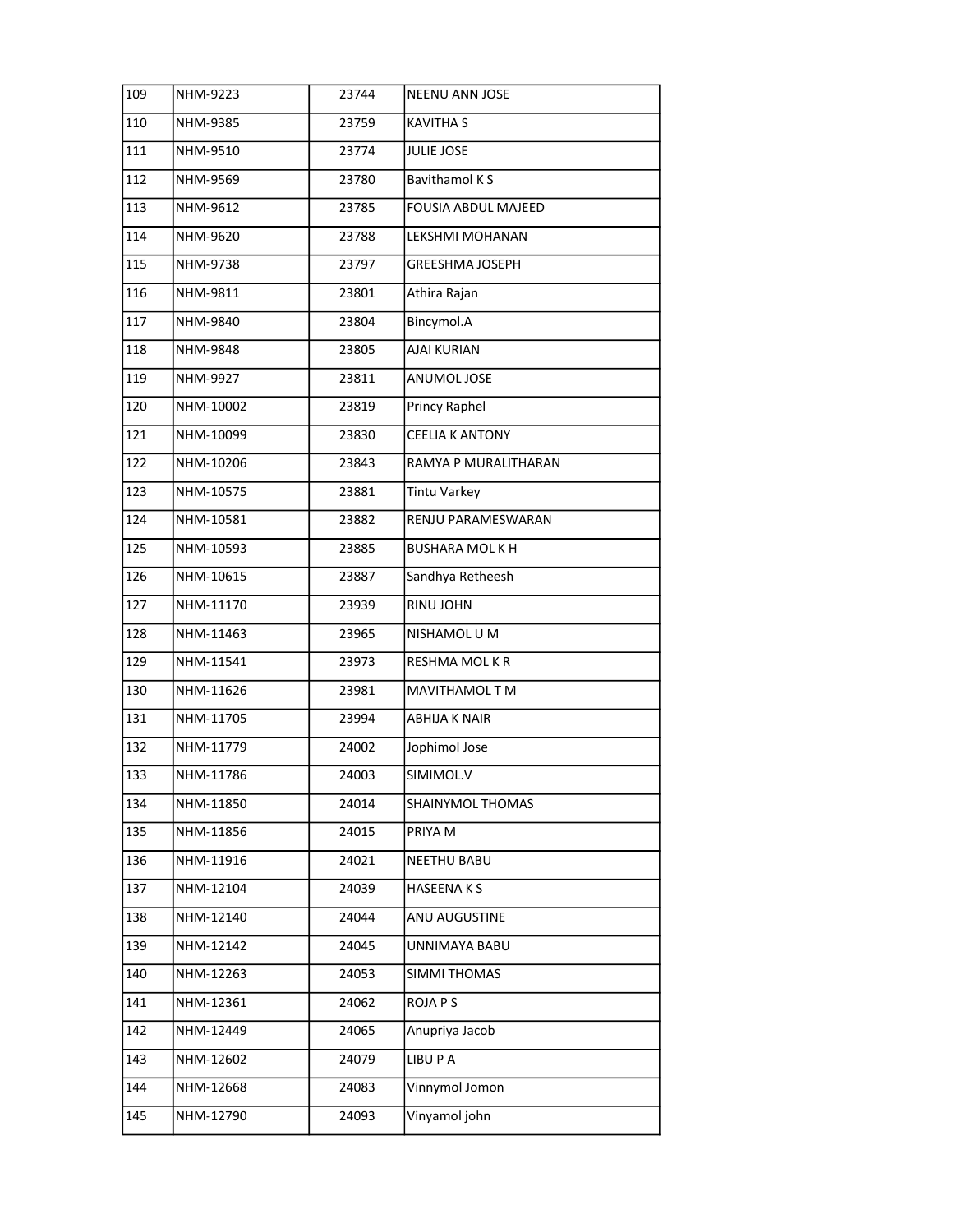| | | | |
|---|---|---|---|
| 109 | NHM-9223 | 23744 | NEENU ANN JOSE |
| 110 | NHM-9385 | 23759 | KAVITHA S |
| 111 | NHM-9510 | 23774 | JULIE JOSE |
| 112 | NHM-9569 | 23780 | Bavithamol K S |
| 113 | NHM-9612 | 23785 | FOUSIA ABDUL MAJEED |
| 114 | NHM-9620 | 23788 | LEKSHMI MOHANAN |
| 115 | NHM-9738 | 23797 | GREESHMA JOSEPH |
| 116 | NHM-9811 | 23801 | Athira Rajan |
| 117 | NHM-9840 | 23804 | Bincymol.A |
| 118 | NHM-9848 | 23805 | AJAI KURIAN |
| 119 | NHM-9927 | 23811 | ANUMOL JOSE |
| 120 | NHM-10002 | 23819 | Princy Raphel |
| 121 | NHM-10099 | 23830 | CEELIA K ANTONY |
| 122 | NHM-10206 | 23843 | RAMYA P MURALITHARAN |
| 123 | NHM-10575 | 23881 | Tintu Varkey |
| 124 | NHM-10581 | 23882 | RENJU PARAMESWARAN |
| 125 | NHM-10593 | 23885 | BUSHARA MOL K H |
| 126 | NHM-10615 | 23887 | Sandhya Retheesh |
| 127 | NHM-11170 | 23939 | RINU JOHN |
| 128 | NHM-11463 | 23965 | NISHAMOL U M |
| 129 | NHM-11541 | 23973 | RESHMA MOL K R |
| 130 | NHM-11626 | 23981 | MAVITHAMOL T M |
| 131 | NHM-11705 | 23994 | ABHIJA K NAIR |
| 132 | NHM-11779 | 24002 | Jophimol Jose |
| 133 | NHM-11786 | 24003 | SIMIMOL.V |
| 134 | NHM-11850 | 24014 | SHAINYMOL THOMAS |
| 135 | NHM-11856 | 24015 | PRIYA M |
| 136 | NHM-11916 | 24021 | NEETHU BABU |
| 137 | NHM-12104 | 24039 | HASEENA K S |
| 138 | NHM-12140 | 24044 | ANU AUGUSTINE |
| 139 | NHM-12142 | 24045 | UNNIMAYA BABU |
| 140 | NHM-12263 | 24053 | SIMMI THOMAS |
| 141 | NHM-12361 | 24062 | ROJA P S |
| 142 | NHM-12449 | 24065 | Anupriya Jacob |
| 143 | NHM-12602 | 24079 | LIBU P A |
| 144 | NHM-12668 | 24083 | Vinnymol Jomon |
| 145 | NHM-12790 | 24093 | Vinyamol john |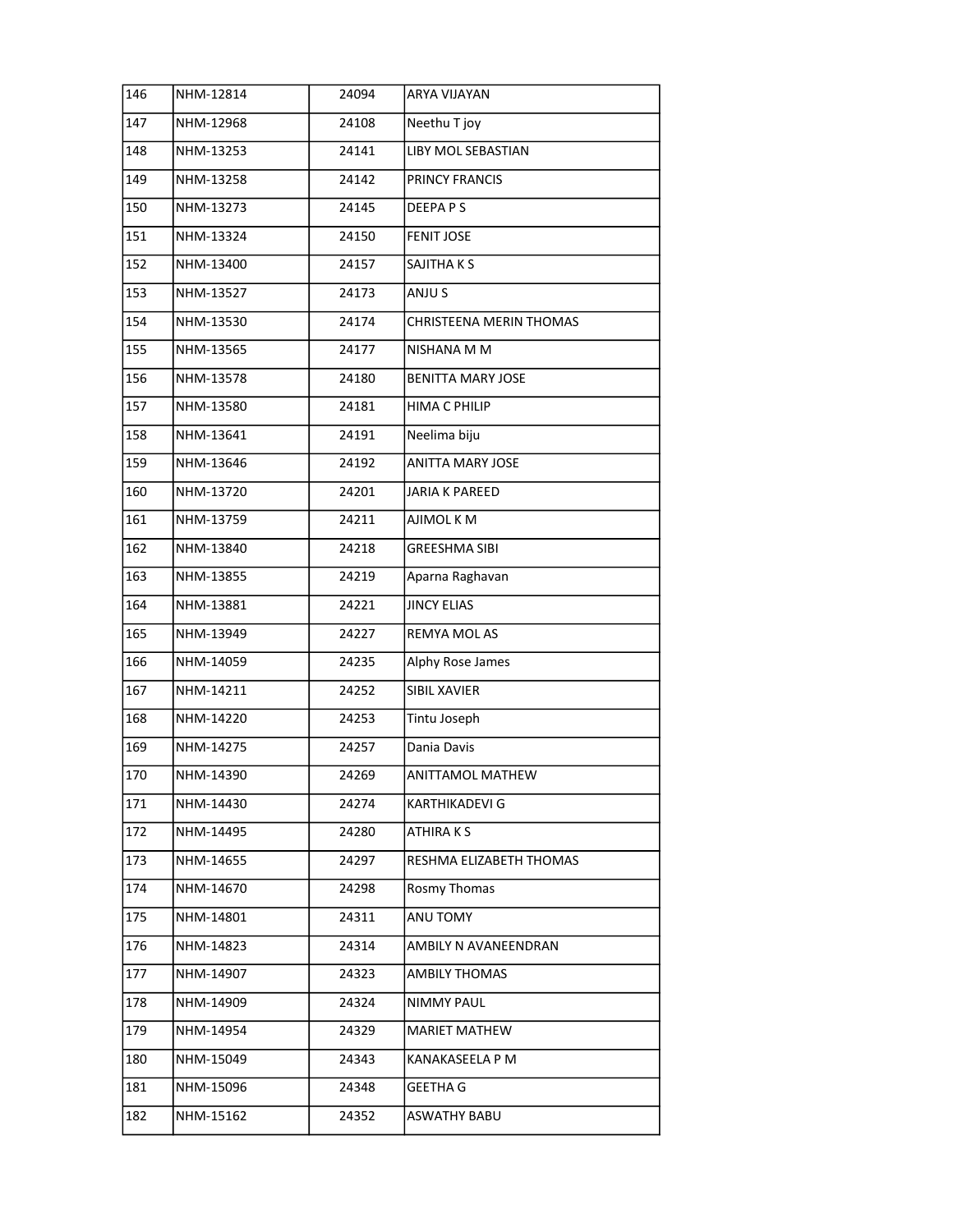| | | | |
|---|---|---|---|
| 146 | NHM-12814 | 24094 | ARYA VIJAYAN |
| 147 | NHM-12968 | 24108 | Neethu T joy |
| 148 | NHM-13253 | 24141 | LIBY MOL SEBASTIAN |
| 149 | NHM-13258 | 24142 | PRINCY FRANCIS |
| 150 | NHM-13273 | 24145 | DEEPA P S |
| 151 | NHM-13324 | 24150 | FENIT JOSE |
| 152 | NHM-13400 | 24157 | SAJITHA K S |
| 153 | NHM-13527 | 24173 | ANJU S |
| 154 | NHM-13530 | 24174 | CHRISTEENA MERIN THOMAS |
| 155 | NHM-13565 | 24177 | NISHANA M M |
| 156 | NHM-13578 | 24180 | BENITTA MARY JOSE |
| 157 | NHM-13580 | 24181 | HIMA C PHILIP |
| 158 | NHM-13641 | 24191 | Neelima biju |
| 159 | NHM-13646 | 24192 | ANITTA MARY JOSE |
| 160 | NHM-13720 | 24201 | JARIA K PAREED |
| 161 | NHM-13759 | 24211 | AJIMOL K M |
| 162 | NHM-13840 | 24218 | GREESHMA SIBI |
| 163 | NHM-13855 | 24219 | Aparna Raghavan |
| 164 | NHM-13881 | 24221 | JINCY ELIAS |
| 165 | NHM-13949 | 24227 | REMYA MOL AS |
| 166 | NHM-14059 | 24235 | Alphy Rose James |
| 167 | NHM-14211 | 24252 | SIBIL XAVIER |
| 168 | NHM-14220 | 24253 | Tintu Joseph |
| 169 | NHM-14275 | 24257 | Dania Davis |
| 170 | NHM-14390 | 24269 | ANITTAMOL MATHEW |
| 171 | NHM-14430 | 24274 | KARTHIKADEVI G |
| 172 | NHM-14495 | 24280 | ATHIRA K S |
| 173 | NHM-14655 | 24297 | RESHMA ELIZABETH THOMAS |
| 174 | NHM-14670 | 24298 | Rosmy Thomas |
| 175 | NHM-14801 | 24311 | ANU TOMY |
| 176 | NHM-14823 | 24314 | AMBILY N AVANEENDRAN |
| 177 | NHM-14907 | 24323 | AMBILY THOMAS |
| 178 | NHM-14909 | 24324 | NIMMY PAUL |
| 179 | NHM-14954 | 24329 | MARIET MATHEW |
| 180 | NHM-15049 | 24343 | KANAKASEELA P M |
| 181 | NHM-15096 | 24348 | GEETHA G |
| 182 | NHM-15162 | 24352 | ASWATHY BABU |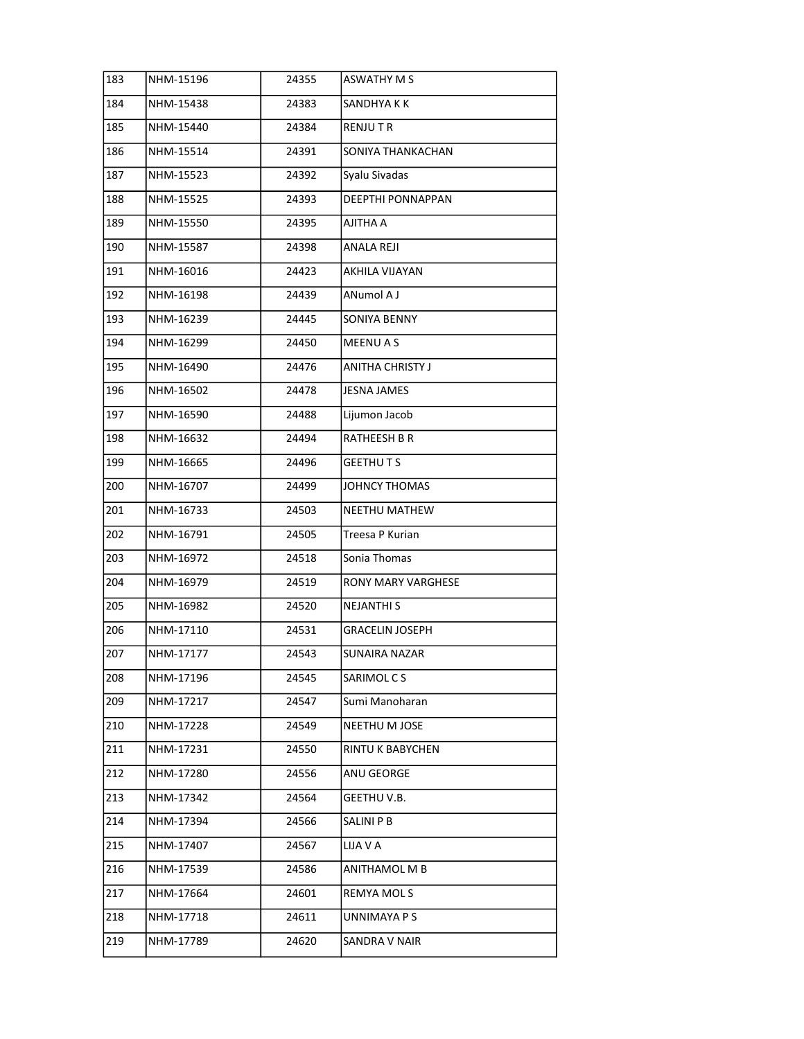| | | | |
|---|---|---|---|
| 183 | NHM-15196 | 24355 | ASWATHY M S |
| 184 | NHM-15438 | 24383 | SANDHYA K K |
| 185 | NHM-15440 | 24384 | RENJU T R |
| 186 | NHM-15514 | 24391 | SONIYA THANKACHAN |
| 187 | NHM-15523 | 24392 | Syalu Sivadas |
| 188 | NHM-15525 | 24393 | DEEPTHI PONNAPPAN |
| 189 | NHM-15550 | 24395 | AJITHA A |
| 190 | NHM-15587 | 24398 | ANALA REJI |
| 191 | NHM-16016 | 24423 | AKHILA VIJAYAN |
| 192 | NHM-16198 | 24439 | ANumol A J |
| 193 | NHM-16239 | 24445 | SONIYA BENNY |
| 194 | NHM-16299 | 24450 | MEENU A S |
| 195 | NHM-16490 | 24476 | ANITHA CHRISTY J |
| 196 | NHM-16502 | 24478 | JESNA JAMES |
| 197 | NHM-16590 | 24488 | Lijumon Jacob |
| 198 | NHM-16632 | 24494 | RATHEESH B R |
| 199 | NHM-16665 | 24496 | GEETHU T S |
| 200 | NHM-16707 | 24499 | JOHNCY THOMAS |
| 201 | NHM-16733 | 24503 | NEETHU MATHEW |
| 202 | NHM-16791 | 24505 | Treesa P Kurian |
| 203 | NHM-16972 | 24518 | Sonia Thomas |
| 204 | NHM-16979 | 24519 | RONY MARY VARGHESE |
| 205 | NHM-16982 | 24520 | NEJANTHI S |
| 206 | NHM-17110 | 24531 | GRACELIN JOSEPH |
| 207 | NHM-17177 | 24543 | SUNAIRA NAZAR |
| 208 | NHM-17196 | 24545 | SARIMOL C S |
| 209 | NHM-17217 | 24547 | Sumi Manoharan |
| 210 | NHM-17228 | 24549 | NEETHU M JOSE |
| 211 | NHM-17231 | 24550 | RINTU K BABYCHEN |
| 212 | NHM-17280 | 24556 | ANU GEORGE |
| 213 | NHM-17342 | 24564 | GEETHU V.B. |
| 214 | NHM-17394 | 24566 | SALINI P B |
| 215 | NHM-17407 | 24567 | LIJA V A |
| 216 | NHM-17539 | 24586 | ANITHAMOL M B |
| 217 | NHM-17664 | 24601 | REMYA MOL S |
| 218 | NHM-17718 | 24611 | UNNIMAYA P S |
| 219 | NHM-17789 | 24620 | SANDRA V NAIR |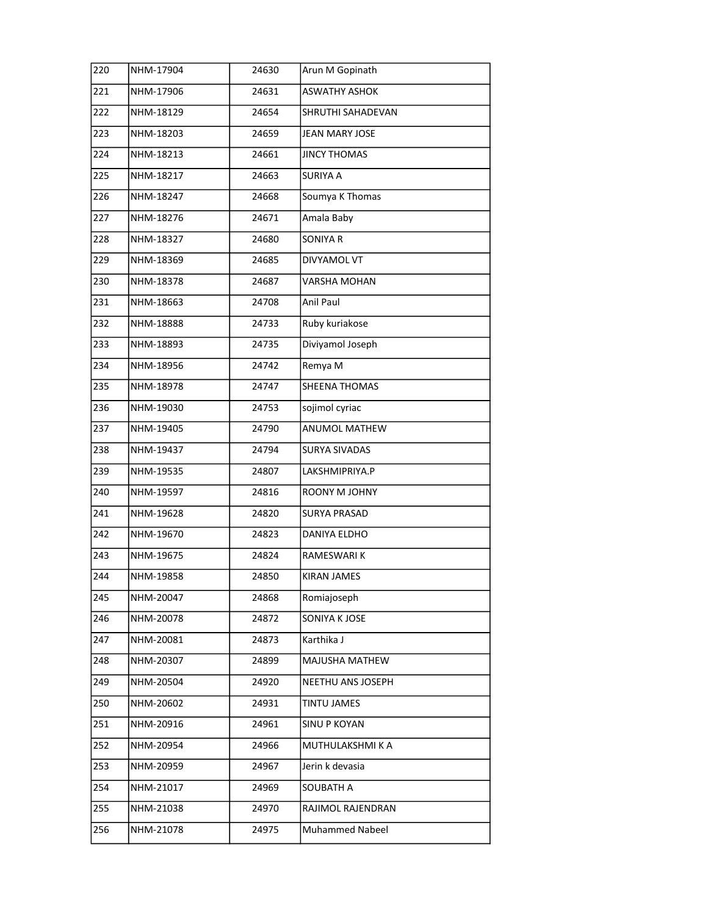| 220 | NHM-17904 | 24630 | Arun M Gopinath |
|---|---|---|---|
| 221 | NHM-17906 | 24631 | ASWATHY ASHOK |
| 222 | NHM-18129 | 24654 | SHRUTHI SAHADEVAN |
| 223 | NHM-18203 | 24659 | JEAN MARY JOSE |
| 224 | NHM-18213 | 24661 | JINCY THOMAS |
| 225 | NHM-18217 | 24663 | SURIYA A |
| 226 | NHM-18247 | 24668 | Soumya K Thomas |
| 227 | NHM-18276 | 24671 | Amala Baby |
| 228 | NHM-18327 | 24680 | SONIYA R |
| 229 | NHM-18369 | 24685 | DIVYAMOL VT |
| 230 | NHM-18378 | 24687 | VARSHA MOHAN |
| 231 | NHM-18663 | 24708 | Anil Paul |
| 232 | NHM-18888 | 24733 | Ruby kuriakose |
| 233 | NHM-18893 | 24735 | Diviyamol Joseph |
| 234 | NHM-18956 | 24742 | Remya M |
| 235 | NHM-18978 | 24747 | SHEENA THOMAS |
| 236 | NHM-19030 | 24753 | sojimol cyriac |
| 237 | NHM-19405 | 24790 | ANUMOL MATHEW |
| 238 | NHM-19437 | 24794 | SURYA SIVADAS |
| 239 | NHM-19535 | 24807 | LAKSHMIPRIYA.P |
| 240 | NHM-19597 | 24816 | ROONY M JOHNY |
| 241 | NHM-19628 | 24820 | SURYA PRASAD |
| 242 | NHM-19670 | 24823 | DANIYA ELDHO |
| 243 | NHM-19675 | 24824 | RAMESWARI K |
| 244 | NHM-19858 | 24850 | KIRAN JAMES |
| 245 | NHM-20047 | 24868 | Romiajoseph |
| 246 | NHM-20078 | 24872 | SONIYA K JOSE |
| 247 | NHM-20081 | 24873 | Karthika J |
| 248 | NHM-20307 | 24899 | MAJUSHA MATHEW |
| 249 | NHM-20504 | 24920 | NEETHU ANS JOSEPH |
| 250 | NHM-20602 | 24931 | TINTU JAMES |
| 251 | NHM-20916 | 24961 | SINU P KOYAN |
| 252 | NHM-20954 | 24966 | MUTHULAKSHMI K A |
| 253 | NHM-20959 | 24967 | Jerin k devasia |
| 254 | NHM-21017 | 24969 | SOUBATH A |
| 255 | NHM-21038 | 24970 | RAJIMOL RAJENDRAN |
| 256 | NHM-21078 | 24975 | Muhammed Nabeel |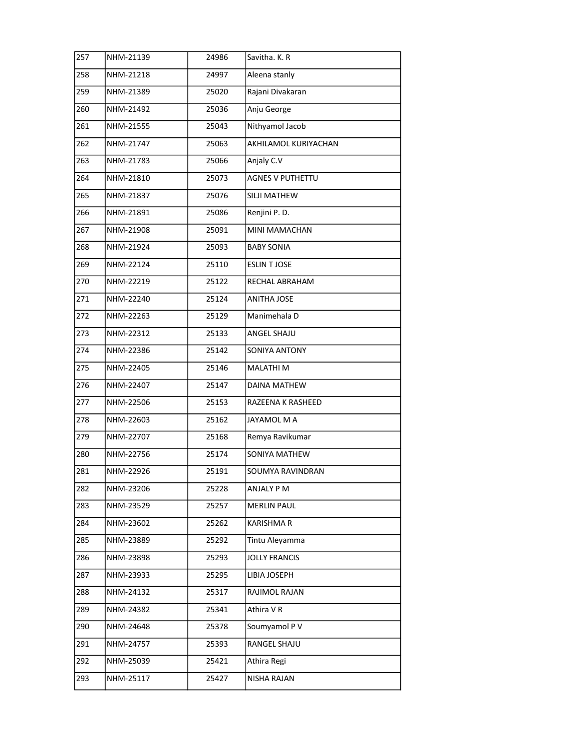| | | | |
|---|---|---|---|
| 257 | NHM-21139 | 24986 | Savitha. K. R |
| 258 | NHM-21218 | 24997 | Aleena stanly |
| 259 | NHM-21389 | 25020 | Rajani Divakaran |
| 260 | NHM-21492 | 25036 | Anju George |
| 261 | NHM-21555 | 25043 | Nithyamol Jacob |
| 262 | NHM-21747 | 25063 | AKHILAMOL KURIYACHAN |
| 263 | NHM-21783 | 25066 | Anjaly C.V |
| 264 | NHM-21810 | 25073 | AGNES V PUTHETTU |
| 265 | NHM-21837 | 25076 | SILJI MATHEW |
| 266 | NHM-21891 | 25086 | Renjini P. D. |
| 267 | NHM-21908 | 25091 | MINI MAMACHAN |
| 268 | NHM-21924 | 25093 | BABY SONIA |
| 269 | NHM-22124 | 25110 | ESLIN T JOSE |
| 270 | NHM-22219 | 25122 | RECHAL ABRAHAM |
| 271 | NHM-22240 | 25124 | ANITHA JOSE |
| 272 | NHM-22263 | 25129 | Manimehala D |
| 273 | NHM-22312 | 25133 | ANGEL SHAJU |
| 274 | NHM-22386 | 25142 | SONIYA ANTONY |
| 275 | NHM-22405 | 25146 | MALATHI M |
| 276 | NHM-22407 | 25147 | DAINA MATHEW |
| 277 | NHM-22506 | 25153 | RAZEENA K RASHEED |
| 278 | NHM-22603 | 25162 | JAYAMOL M A |
| 279 | NHM-22707 | 25168 | Remya Ravikumar |
| 280 | NHM-22756 | 25174 | SONIYA MATHEW |
| 281 | NHM-22926 | 25191 | SOUMYA RAVINDRAN |
| 282 | NHM-23206 | 25228 | ANJALY P M |
| 283 | NHM-23529 | 25257 | MERLIN PAUL |
| 284 | NHM-23602 | 25262 | KARISHMA R |
| 285 | NHM-23889 | 25292 | Tintu Aleyamma |
| 286 | NHM-23898 | 25293 | JOLLY FRANCIS |
| 287 | NHM-23933 | 25295 | LIBIA JOSEPH |
| 288 | NHM-24132 | 25317 | RAJIMOL RAJAN |
| 289 | NHM-24382 | 25341 | Athira V R |
| 290 | NHM-24648 | 25378 | Soumyamol P V |
| 291 | NHM-24757 | 25393 | RANGEL SHAJU |
| 292 | NHM-25039 | 25421 | Athira Regi |
| 293 | NHM-25117 | 25427 | NISHA RAJAN |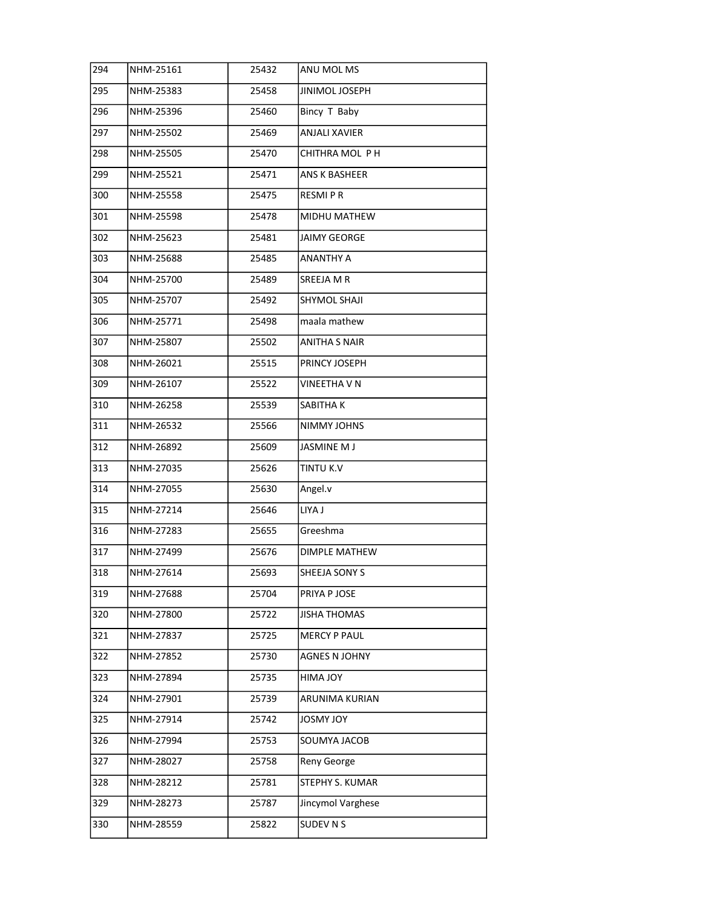| 294 | NHM-25161 | 25432 | ANU MOL MS |
|---|---|---|---|
| 295 | NHM-25383 | 25458 | JINIMOL JOSEPH |
| 296 | NHM-25396 | 25460 | Bincy T Baby |
| 297 | NHM-25502 | 25469 | ANJALI XAVIER |
| 298 | NHM-25505 | 25470 | CHITHRA MOL P H |
| 299 | NHM-25521 | 25471 | ANS K BASHEER |
| 300 | NHM-25558 | 25475 | RESMI P R |
| 301 | NHM-25598 | 25478 | MIDHU MATHEW |
| 302 | NHM-25623 | 25481 | JAIMY GEORGE |
| 303 | NHM-25688 | 25485 | ANANTHY A |
| 304 | NHM-25700 | 25489 | SREEJA M R |
| 305 | NHM-25707 | 25492 | SHYMOL SHAJI |
| 306 | NHM-25771 | 25498 | maala mathew |
| 307 | NHM-25807 | 25502 | ANITHA S NAIR |
| 308 | NHM-26021 | 25515 | PRINCY JOSEPH |
| 309 | NHM-26107 | 25522 | VINEETHA V N |
| 310 | NHM-26258 | 25539 | SABITHA K |
| 311 | NHM-26532 | 25566 | NIMMY JOHNS |
| 312 | NHM-26892 | 25609 | JASMINE M J |
| 313 | NHM-27035 | 25626 | TINTU K.V |
| 314 | NHM-27055 | 25630 | Angel.v |
| 315 | NHM-27214 | 25646 | LIYA J |
| 316 | NHM-27283 | 25655 | Greeshma |
| 317 | NHM-27499 | 25676 | DIMPLE MATHEW |
| 318 | NHM-27614 | 25693 | SHEEJA SONY S |
| 319 | NHM-27688 | 25704 | PRIYA P JOSE |
| 320 | NHM-27800 | 25722 | JISHA THOMAS |
| 321 | NHM-27837 | 25725 | MERCY P PAUL |
| 322 | NHM-27852 | 25730 | AGNES N JOHNY |
| 323 | NHM-27894 | 25735 | HIMA JOY |
| 324 | NHM-27901 | 25739 | ARUNIMA KURIAN |
| 325 | NHM-27914 | 25742 | JOSMY JOY |
| 326 | NHM-27994 | 25753 | SOUMYA JACOB |
| 327 | NHM-28027 | 25758 | Reny George |
| 328 | NHM-28212 | 25781 | STEPHY S. KUMAR |
| 329 | NHM-28273 | 25787 | Jincymol Varghese |
| 330 | NHM-28559 | 25822 | SUDEV N S |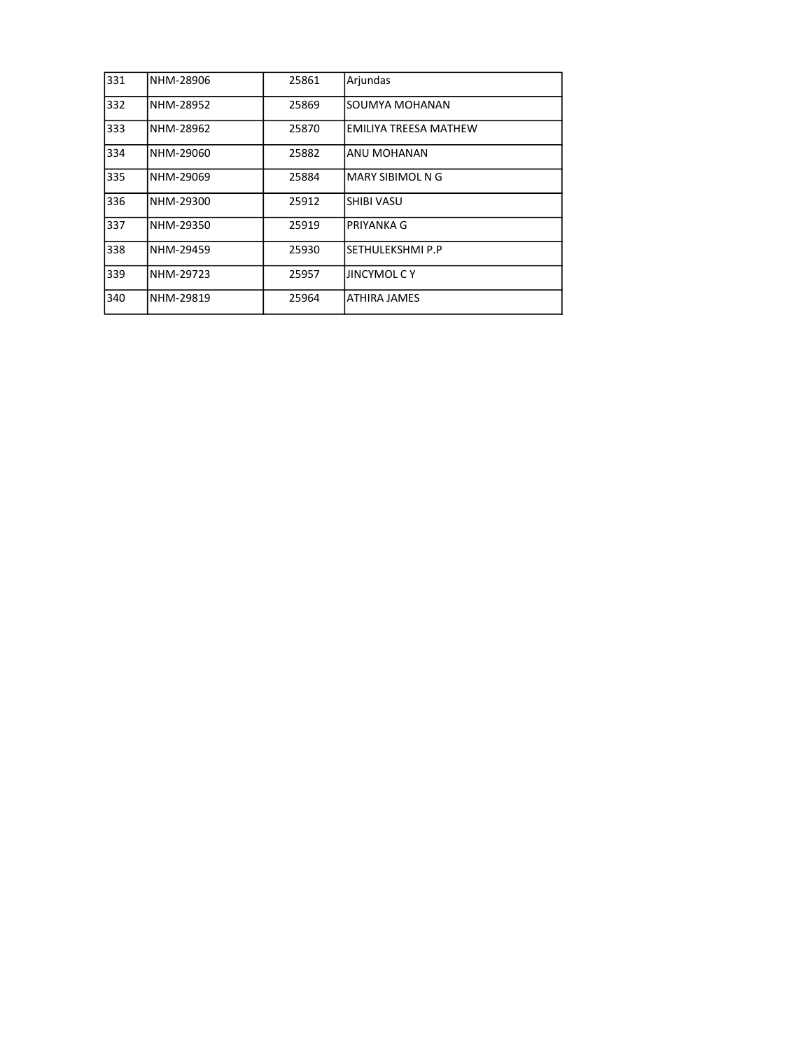| | | | |
|---|---|---|---|
| 331 | NHM-28906 | 25861 | Arjundas |
| 332 | NHM-28952 | 25869 | SOUMYA MOHANAN |
| 333 | NHM-28962 | 25870 | EMILIYA TREESA MATHEW |
| 334 | NHM-29060 | 25882 | ANU MOHANAN |
| 335 | NHM-29069 | 25884 | MARY SIBIMOL N G |
| 336 | NHM-29300 | 25912 | SHIBI VASU |
| 337 | NHM-29350 | 25919 | PRIYANKA G |
| 338 | NHM-29459 | 25930 | SETHULEKSHMI P.P |
| 339 | NHM-29723 | 25957 | JINCYMOL C Y |
| 340 | NHM-29819 | 25964 | ATHIRA JAMES |